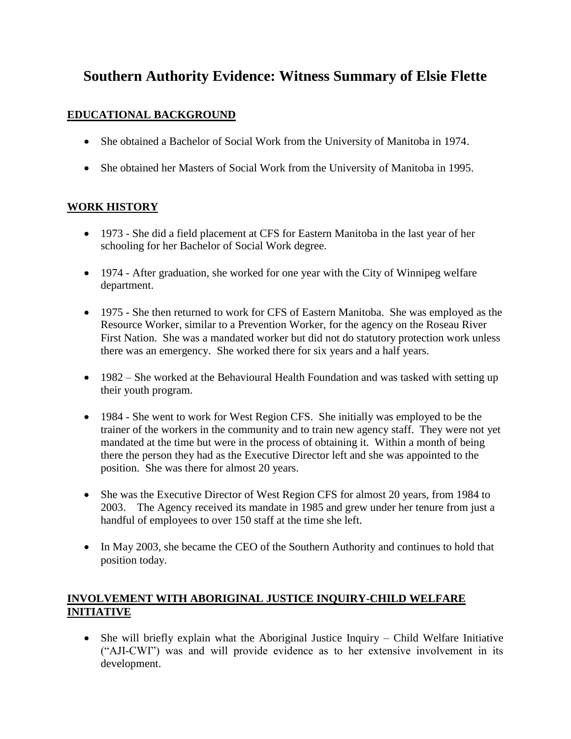# Southern Authority Evidence: Witness Summary of Elsie Flette

## EDUCATIONAL BACKGROUND

- She obtained a Bachelor of Social Work from the University of Manitoba in 1974.
- She obtained her Masters of Social Work from the University of Manitoba in 1995.

## WORK HISTORY

- 1973 - She did a field placement at CFS for Eastern Manitoba in the last year of her schooling for her Bachelor of Social Work degree.
- 1974 - After graduation, she worked for one year with the City of Winnipeg welfare department.
- 1975 - She then returned to work for CFS of Eastern Manitoba. She was employed as the Resource Worker, similar to a Prevention Worker, for the agency on the Roseau River First Nation. She was a mandated worker but did not do statutory protection work unless there was an emergency. She worked there for six years and a half years.
- 1982 – She worked at the Behavioural Health Foundation and was tasked with setting up their youth program.
- 1984 - She went to work for West Region CFS. She initially was employed to be the trainer of the workers in the community and to train new agency staff. They were not yet mandated at the time but were in the process of obtaining it. Within a month of being there the person they had as the Executive Director left and she was appointed to the position. She was there for almost 20 years.
- She was the Executive Director of West Region CFS for almost 20 years, from 1984 to 2003. The Agency received its mandate in 1985 and grew under her tenure from just a handful of employees to over 150 staff at the time she left.
- In May 2003, she became the CEO of the Southern Authority and continues to hold that position today.

## INVOLVEMENT WITH ABORIGINAL JUSTICE INQUIRY-CHILD WELFARE INITIATIVE

- She will briefly explain what the Aboriginal Justice Inquiry – Child Welfare Initiative ("AJI-CWI") was and will provide evidence as to her extensive involvement in its development.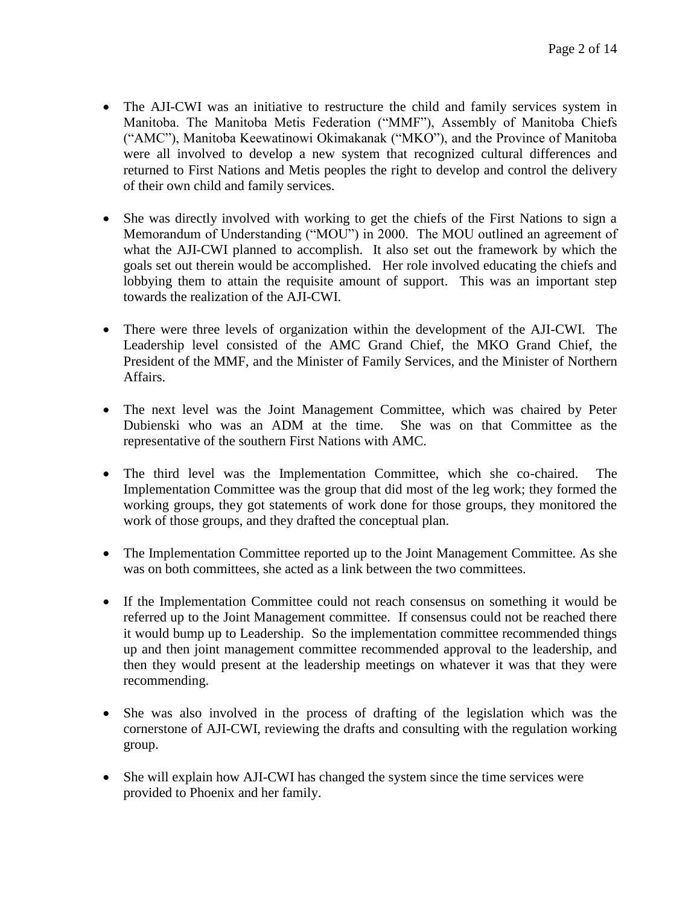- The AJI-CWI was an initiative to restructure the child and family services system in Manitoba. The Manitoba Metis Federation ("MMF"), Assembly of Manitoba Chiefs ("AMC"), Manitoba Keewatinowi Okimakanak ("MKO"), and the Province of Manitoba were all involved to develop a new system that recognized cultural differences and returned to First Nations and Metis peoples the right to develop and control the delivery of their own child and family services.

- She was directly involved with working to get the chiefs of the First Nations to sign a Memorandum of Understanding ("MOU") in 2000. The MOU outlined an agreement of what the AJI-CWI planned to accomplish. It also set out the framework by which the goals set out therein would be accomplished. Her role involved educating the chiefs and lobbying them to attain the requisite amount of support. This was an important step towards the realization of the AJI-CWI.

- There were three levels of organization within the development of the AJI-CWI. The Leadership level consisted of the AMC Grand Chief, the MKO Grand Chief, the President of the MMF, and the Minister of Family Services, and the Minister of Northern Affairs.

- The next level was the Joint Management Committee, which was chaired by Peter Dubienski who was an ADM at the time. She was on that Committee as the representative of the southern First Nations with AMC.

- The third level was the Implementation Committee, which she co-chaired. The Implementation Committee was the group that did most of the leg work; they formed the working groups, they got statements of work done for those groups, they monitored the work of those groups, and they drafted the conceptual plan.

- The Implementation Committee reported up to the Joint Management Committee. As she was on both committees, she acted as a link between the two committees.

- If the Implementation Committee could not reach consensus on something it would be referred up to the Joint Management committee. If consensus could not be reached there it would bump up to Leadership. So the implementation committee recommended things up and then joint management committee recommended approval to the leadership, and then they would present at the leadership meetings on whatever it was that they were recommending.

- She was also involved in the process of drafting of the legislation which was the cornerstone of AJI-CWI, reviewing the drafts and consulting with the regulation working group.

- She will explain how AJI-CWI has changed the system since the time services were provided to Phoenix and her family.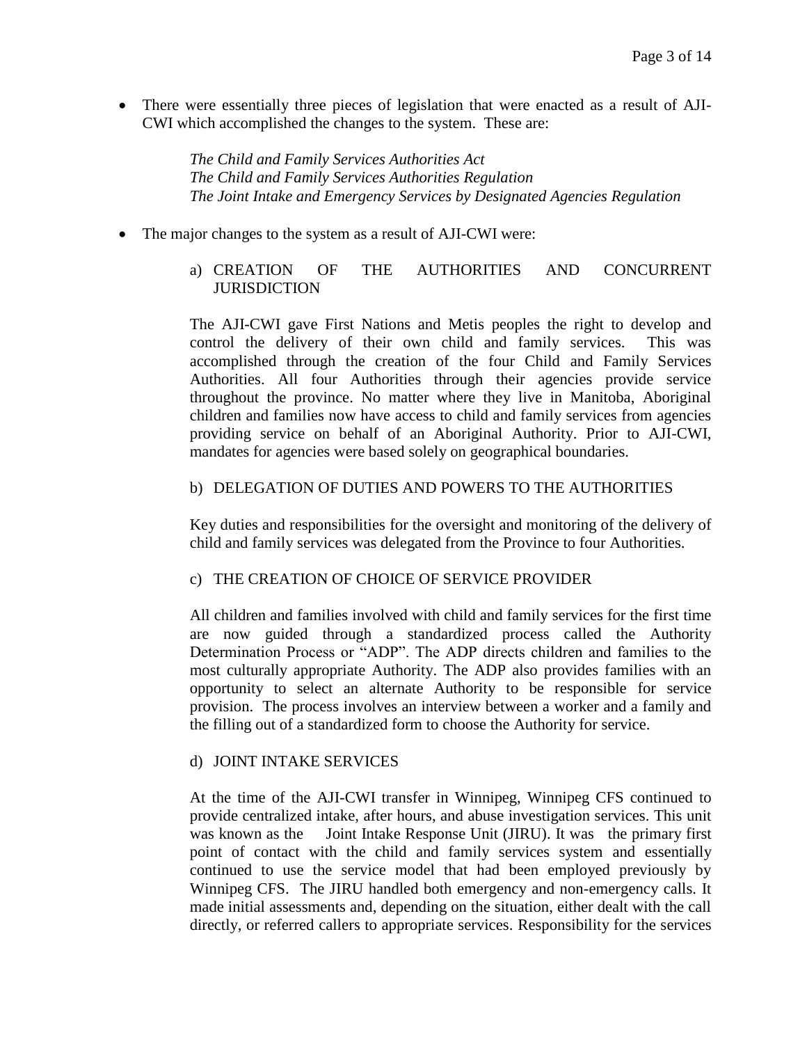- There were essentially three pieces of legislation that were enacted as a result of AJI-CWI which accomplished the changes to the system. These are:

  *The Child and Family Services Authorities Act*
  *The Child and Family Services Authorities Regulation*
  *The Joint Intake and Emergency Services by Designated Agencies Regulation*

- The major changes to the system as a result of AJI-CWI were:

  a) CREATION OF THE AUTHORITIES AND CONCURRENT JURISDICTION

  The AJI-CWI gave First Nations and Metis peoples the right to develop and control the delivery of their own child and family services. This was accomplished through the creation of the four Child and Family Services Authorities. All four Authorities through their agencies provide service throughout the province. No matter where they live in Manitoba, Aboriginal children and families now have access to child and family services from agencies providing service on behalf of an Aboriginal Authority. Prior to AJI-CWI, mandates for agencies were based solely on geographical boundaries.

  b) DELEGATION OF DUTIES AND POWERS TO THE AUTHORITIES

  Key duties and responsibilities for the oversight and monitoring of the delivery of child and family services was delegated from the Province to four Authorities.

  c) THE CREATION OF CHOICE OF SERVICE PROVIDER

  All children and families involved with child and family services for the first time are now guided through a standardized process called the Authority Determination Process or "ADP". The ADP directs children and families to the most culturally appropriate Authority. The ADP also provides families with an opportunity to select an alternate Authority to be responsible for service provision. The process involves an interview between a worker and a family and the filling out of a standardized form to choose the Authority for service.

  d) JOINT INTAKE SERVICES

  At the time of the AJI-CWI transfer in Winnipeg, Winnipeg CFS continued to provide centralized intake, after hours, and abuse investigation services. This unit was known as the Joint Intake Response Unit (JIRU). It was the primary first point of contact with the child and family services system and essentially continued to use the service model that had been employed previously by Winnipeg CFS. The JIRU handled both emergency and non-emergency calls. It made initial assessments and, depending on the situation, either dealt with the call directly, or referred callers to appropriate services. Responsibility for the services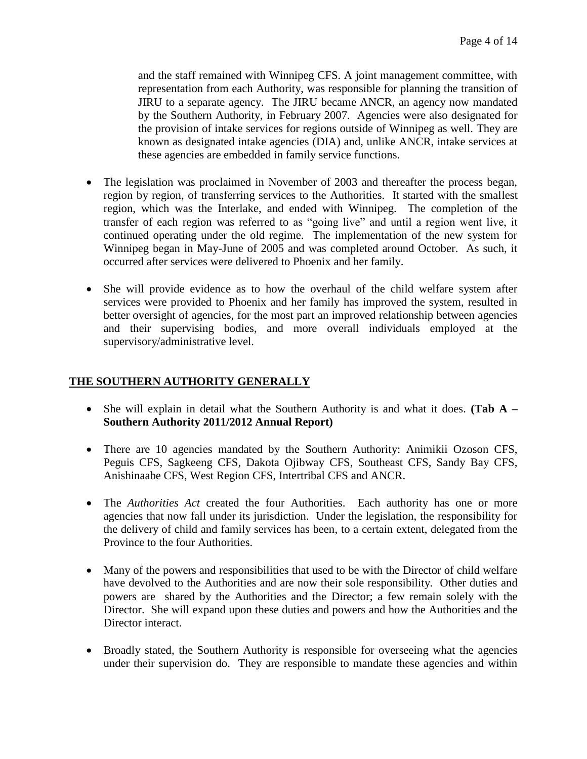and the staff remained with Winnipeg CFS. A joint management committee, with representation from each Authority, was responsible for planning the transition of JIRU to a separate agency. The JIRU became ANCR, an agency now mandated by the Southern Authority, in February 2007. Agencies were also designated for the provision of intake services for regions outside of Winnipeg as well. They are known as designated intake agencies (DIA) and, unlike ANCR, intake services at these agencies are embedded in family service functions.

- The legislation was proclaimed in November of 2003 and thereafter the process began, region by region, of transferring services to the Authorities. It started with the smallest region, which was the Interlake, and ended with Winnipeg. The completion of the transfer of each region was referred to as "going live" and until a region went live, it continued operating under the old regime. The implementation of the new system for Winnipeg began in May-June of 2005 and was completed around October. As such, it occurred after services were delivered to Phoenix and her family.

- She will provide evidence as to how the overhaul of the child welfare system after services were provided to Phoenix and her family has improved the system, resulted in better oversight of agencies, for the most part an improved relationship between agencies and their supervising bodies, and more overall individuals employed at the supervisory/administrative level.

## THE SOUTHERN AUTHORITY GENERALLY

- She will explain in detail what the Southern Authority is and what it does. **(Tab A – Southern Authority 2011/2012 Annual Report)**

- There are 10 agencies mandated by the Southern Authority: Animikii Ozoson CFS, Peguis CFS, Sagkeeng CFS, Dakota Ojibway CFS, Southeast CFS, Sandy Bay CFS, Anishinaabe CFS, West Region CFS, Intertribal CFS and ANCR.

- The *Authorities Act* created the four Authorities. Each authority has one or more agencies that now fall under its jurisdiction. Under the legislation, the responsibility for the delivery of child and family services has been, to a certain extent, delegated from the Province to the four Authorities.

- Many of the powers and responsibilities that used to be with the Director of child welfare have devolved to the Authorities and are now their sole responsibility. Other duties and powers are shared by the Authorities and the Director; a few remain solely with the Director. She will expand upon these duties and powers and how the Authorities and the Director interact.

- Broadly stated, the Southern Authority is responsible for overseeing what the agencies under their supervision do. They are responsible to mandate these agencies and within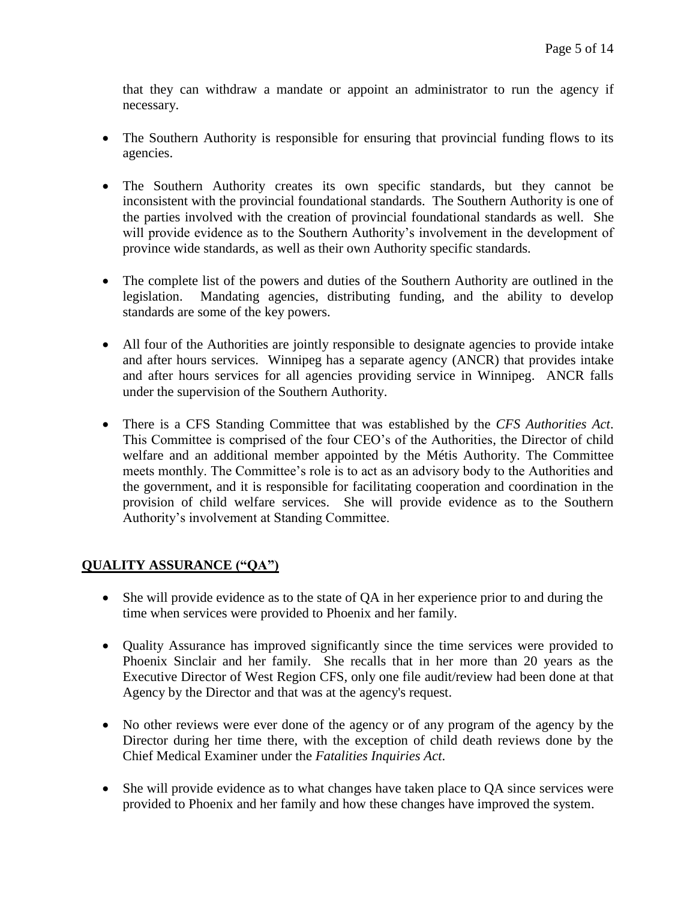that they can withdraw a mandate or appoint an administrator to run the agency if necessary.

- The Southern Authority is responsible for ensuring that provincial funding flows to its agencies.
- The Southern Authority creates its own specific standards, but they cannot be inconsistent with the provincial foundational standards. The Southern Authority is one of the parties involved with the creation of provincial foundational standards as well. She will provide evidence as to the Southern Authority's involvement in the development of province wide standards, as well as their own Authority specific standards.
- The complete list of the powers and duties of the Southern Authority are outlined in the legislation. Mandating agencies, distributing funding, and the ability to develop standards are some of the key powers.
- All four of the Authorities are jointly responsible to designate agencies to provide intake and after hours services. Winnipeg has a separate agency (ANCR) that provides intake and after hours services for all agencies providing service in Winnipeg. ANCR falls under the supervision of the Southern Authority.
- There is a CFS Standing Committee that was established by the *CFS Authorities Act*. This Committee is comprised of the four CEO's of the Authorities, the Director of child welfare and an additional member appointed by the Métis Authority. The Committee meets monthly. The Committee's role is to act as an advisory body to the Authorities and the government, and it is responsible for facilitating cooperation and coordination in the provision of child welfare services. She will provide evidence as to the Southern Authority's involvement at Standing Committee.

## QUALITY ASSURANCE ("QA")

- She will provide evidence as to the state of QA in her experience prior to and during the time when services were provided to Phoenix and her family.
- Quality Assurance has improved significantly since the time services were provided to Phoenix Sinclair and her family. She recalls that in her more than 20 years as the Executive Director of West Region CFS, only one file audit/review had been done at that Agency by the Director and that was at the agency's request.
- No other reviews were ever done of the agency or of any program of the agency by the Director during her time there, with the exception of child death reviews done by the Chief Medical Examiner under the *Fatalities Inquiries Act*.
- She will provide evidence as to what changes have taken place to QA since services were provided to Phoenix and her family and how these changes have improved the system.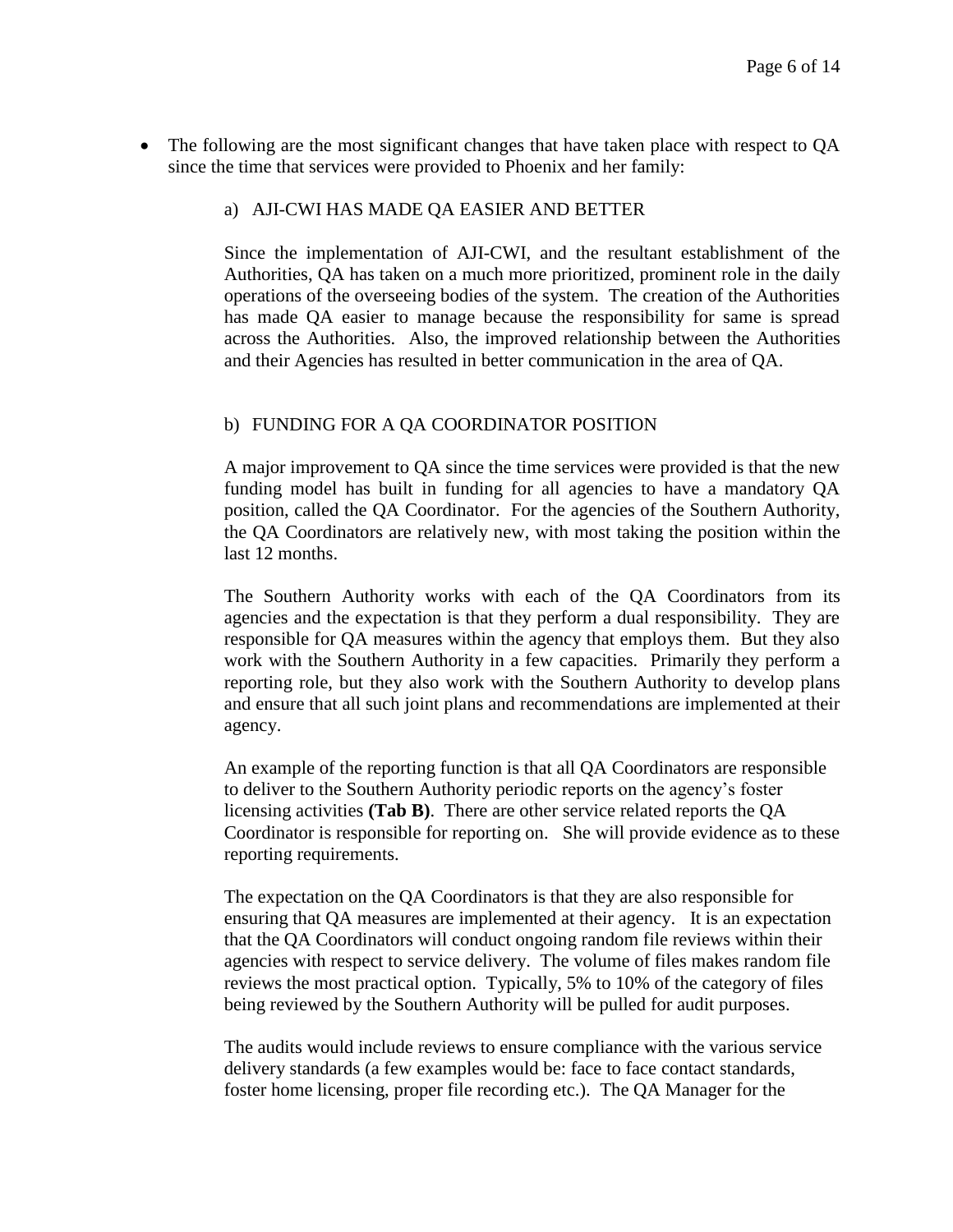- The following are the most significant changes that have taken place with respect to QA since the time that services were provided to Phoenix and her family:

  a) AJI-CWI HAS MADE QA EASIER AND BETTER

  Since the implementation of AJI-CWI, and the resultant establishment of the Authorities, QA has taken on a much more prioritized, prominent role in the daily operations of the overseeing bodies of the system. The creation of the Authorities has made QA easier to manage because the responsibility for same is spread across the Authorities. Also, the improved relationship between the Authorities and their Agencies has resulted in better communication in the area of QA.

  b) FUNDING FOR A QA COORDINATOR POSITION

  A major improvement to QA since the time services were provided is that the new funding model has built in funding for all agencies to have a mandatory QA position, called the QA Coordinator. For the agencies of the Southern Authority, the QA Coordinators are relatively new, with most taking the position within the last 12 months.

  The Southern Authority works with each of the QA Coordinators from its agencies and the expectation is that they perform a dual responsibility. They are responsible for QA measures within the agency that employs them. But they also work with the Southern Authority in a few capacities. Primarily they perform a reporting role, but they also work with the Southern Authority to develop plans and ensure that all such joint plans and recommendations are implemented at their agency.

  An example of the reporting function is that all QA Coordinators are responsible to deliver to the Southern Authority periodic reports on the agency's foster licensing activities **(Tab B)**. There are other service related reports the QA Coordinator is responsible for reporting on. She will provide evidence as to these reporting requirements.

  The expectation on the QA Coordinators is that they are also responsible for ensuring that QA measures are implemented at their agency. It is an expectation that the QA Coordinators will conduct ongoing random file reviews within their agencies with respect to service delivery. The volume of files makes random file reviews the most practical option. Typically, 5% to 10% of the category of files being reviewed by the Southern Authority will be pulled for audit purposes.

  The audits would include reviews to ensure compliance with the various service delivery standards (a few examples would be: face to face contact standards, foster home licensing, proper file recording etc.). The QA Manager for the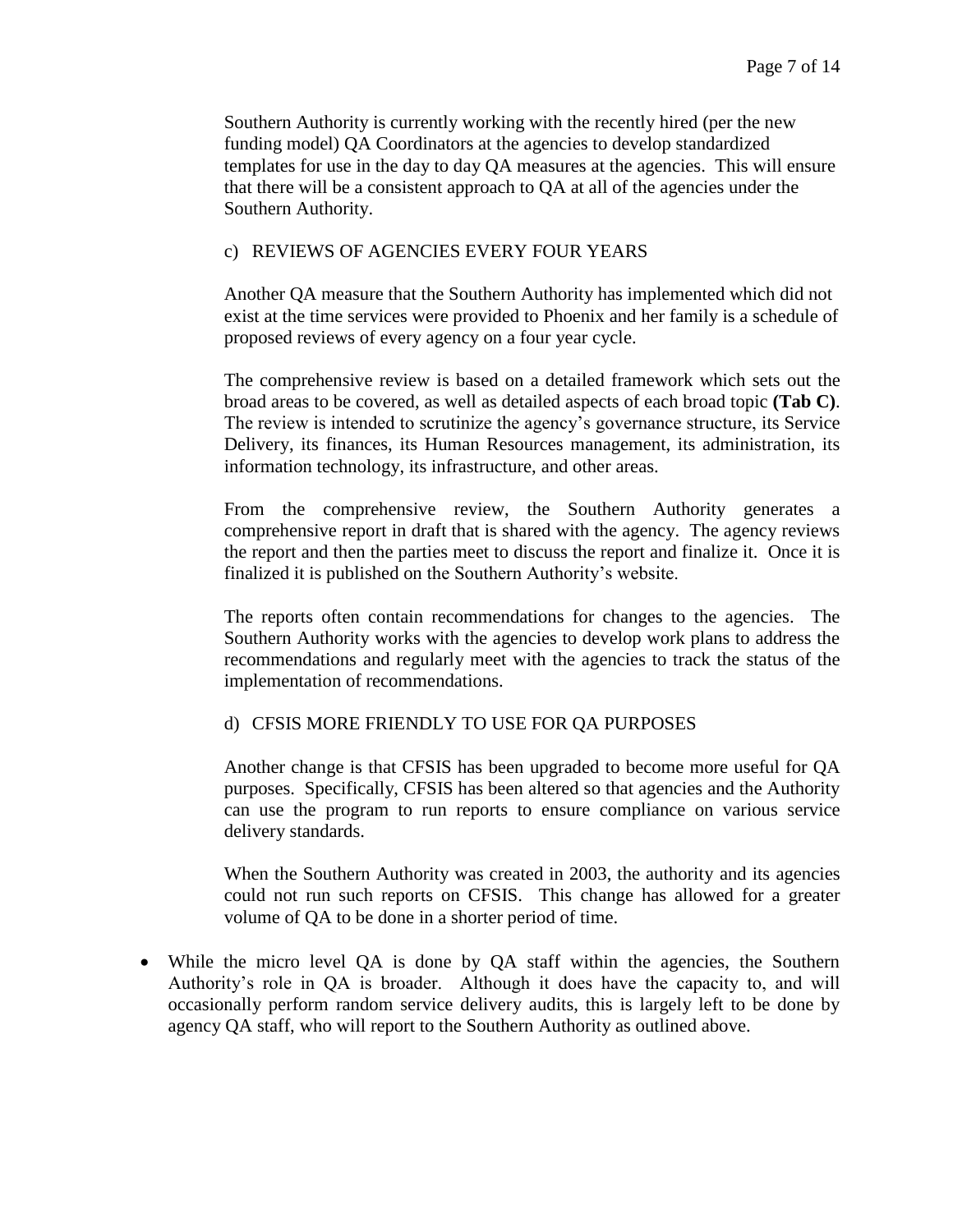Southern Authority is currently working with the recently hired (per the new funding model) QA Coordinators at the agencies to develop standardized templates for use in the day to day QA measures at the agencies. This will ensure that there will be a consistent approach to QA at all of the agencies under the Southern Authority.

c) REVIEWS OF AGENCIES EVERY FOUR YEARS

Another QA measure that the Southern Authority has implemented which did not exist at the time services were provided to Phoenix and her family is a schedule of proposed reviews of every agency on a four year cycle.

The comprehensive review is based on a detailed framework which sets out the broad areas to be covered, as well as detailed aspects of each broad topic **(Tab C)**. The review is intended to scrutinize the agency's governance structure, its Service Delivery, its finances, its Human Resources management, its administration, its information technology, its infrastructure, and other areas.

From the comprehensive review, the Southern Authority generates a comprehensive report in draft that is shared with the agency. The agency reviews the report and then the parties meet to discuss the report and finalize it. Once it is finalized it is published on the Southern Authority's website.

The reports often contain recommendations for changes to the agencies. The Southern Authority works with the agencies to develop work plans to address the recommendations and regularly meet with the agencies to track the status of the implementation of recommendations.

d) CFSIS MORE FRIENDLY TO USE FOR QA PURPOSES

Another change is that CFSIS has been upgraded to become more useful for QA purposes. Specifically, CFSIS has been altered so that agencies and the Authority can use the program to run reports to ensure compliance on various service delivery standards.

When the Southern Authority was created in 2003, the authority and its agencies could not run such reports on CFSIS. This change has allowed for a greater volume of QA to be done in a shorter period of time.

- While the micro level QA is done by QA staff within the agencies, the Southern Authority's role in QA is broader. Although it does have the capacity to, and will occasionally perform random service delivery audits, this is largely left to be done by agency QA staff, who will report to the Southern Authority as outlined above.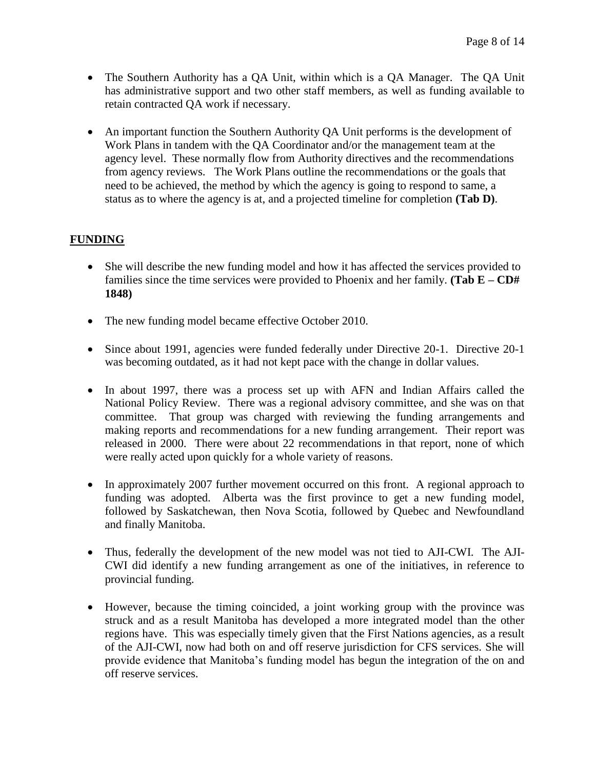- The Southern Authority has a QA Unit, within which is a QA Manager. The QA Unit has administrative support and two other staff members, as well as funding available to retain contracted QA work if necessary.

- An important function the Southern Authority QA Unit performs is the development of Work Plans in tandem with the QA Coordinator and/or the management team at the agency level. These normally flow from Authority directives and the recommendations from agency reviews. The Work Plans outline the recommendations or the goals that need to be achieved, the method by which the agency is going to respond to same, a status as to where the agency is at, and a projected timeline for completion **(Tab D)**.

## FUNDING

- She will describe the new funding model and how it has affected the services provided to families since the time services were provided to Phoenix and her family. **(Tab E – CD# 1848)**

- The new funding model became effective October 2010.

- Since about 1991, agencies were funded federally under Directive 20-1. Directive 20-1 was becoming outdated, as it had not kept pace with the change in dollar values.

- In about 1997, there was a process set up with AFN and Indian Affairs called the National Policy Review. There was a regional advisory committee, and she was on that committee. That group was charged with reviewing the funding arrangements and making reports and recommendations for a new funding arrangement. Their report was released in 2000. There were about 22 recommendations in that report, none of which were really acted upon quickly for a whole variety of reasons.

- In approximately 2007 further movement occurred on this front. A regional approach to funding was adopted. Alberta was the first province to get a new funding model, followed by Saskatchewan, then Nova Scotia, followed by Quebec and Newfoundland and finally Manitoba.

- Thus, federally the development of the new model was not tied to AJI-CWI. The AJI-CWI did identify a new funding arrangement as one of the initiatives, in reference to provincial funding.

- However, because the timing coincided, a joint working group with the province was struck and as a result Manitoba has developed a more integrated model than the other regions have. This was especially timely given that the First Nations agencies, as a result of the AJI-CWI, now had both on and off reserve jurisdiction for CFS services. She will provide evidence that Manitoba's funding model has begun the integration of the on and off reserve services.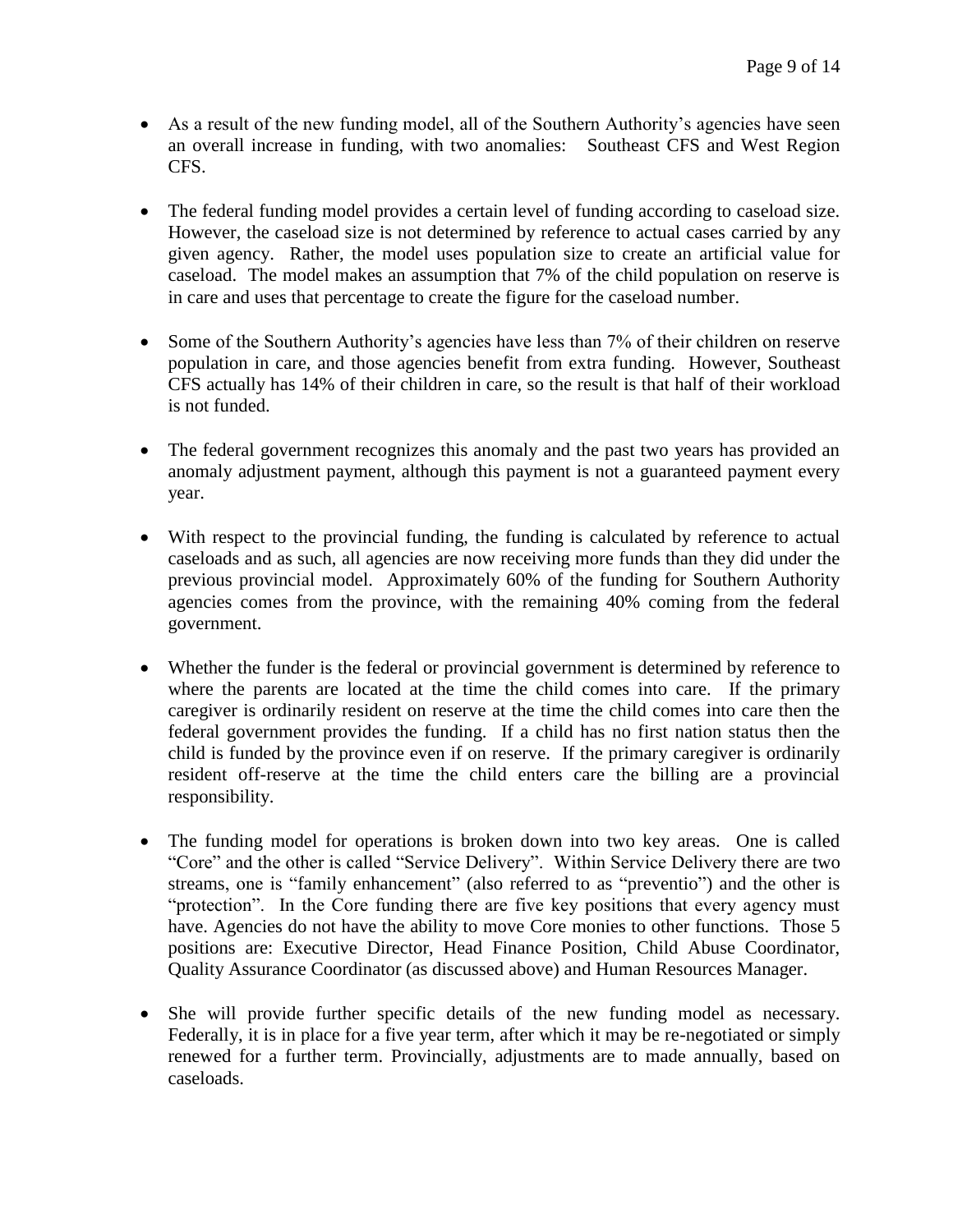- As a result of the new funding model, all of the Southern Authority's agencies have seen an overall increase in funding, with two anomalies: Southeast CFS and West Region CFS.

- The federal funding model provides a certain level of funding according to caseload size. However, the caseload size is not determined by reference to actual cases carried by any given agency. Rather, the model uses population size to create an artificial value for caseload. The model makes an assumption that 7% of the child population on reserve is in care and uses that percentage to create the figure for the caseload number.

- Some of the Southern Authority's agencies have less than 7% of their children on reserve population in care, and those agencies benefit from extra funding. However, Southeast CFS actually has 14% of their children in care, so the result is that half of their workload is not funded.

- The federal government recognizes this anomaly and the past two years has provided an anomaly adjustment payment, although this payment is not a guaranteed payment every year.

- With respect to the provincial funding, the funding is calculated by reference to actual caseloads and as such, all agencies are now receiving more funds than they did under the previous provincial model. Approximately 60% of the funding for Southern Authority agencies comes from the province, with the remaining 40% coming from the federal government.

- Whether the funder is the federal or provincial government is determined by reference to where the parents are located at the time the child comes into care. If the primary caregiver is ordinarily resident on reserve at the time the child comes into care then the federal government provides the funding. If a child has no first nation status then the child is funded by the province even if on reserve. If the primary caregiver is ordinarily resident off-reserve at the time the child enters care the billing are a provincial responsibility.

- The funding model for operations is broken down into two key areas. One is called "Core" and the other is called "Service Delivery". Within Service Delivery there are two streams, one is "family enhancement" (also referred to as "preventio") and the other is "protection". In the Core funding there are five key positions that every agency must have. Agencies do not have the ability to move Core monies to other functions. Those 5 positions are: Executive Director, Head Finance Position, Child Abuse Coordinator, Quality Assurance Coordinator (as discussed above) and Human Resources Manager.

- She will provide further specific details of the new funding model as necessary. Federally, it is in place for a five year term, after which it may be re-negotiated or simply renewed for a further term. Provincially, adjustments are to made annually, based on caseloads.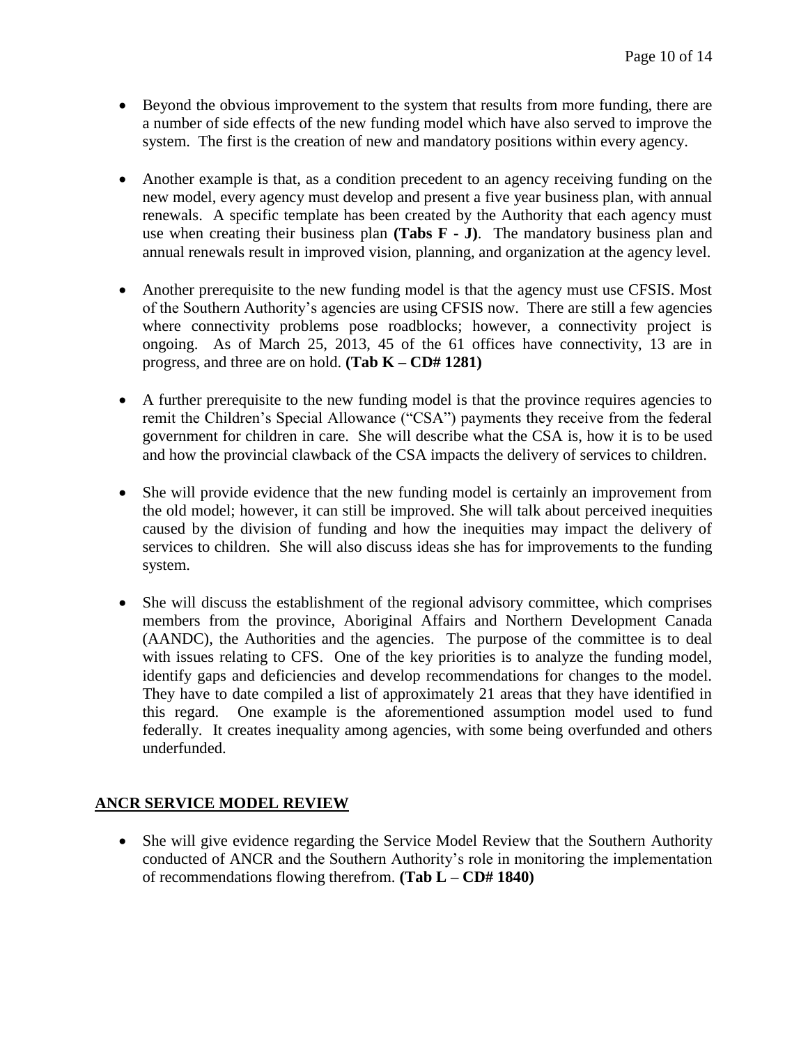- Beyond the obvious improvement to the system that results from more funding, there are a number of side effects of the new funding model which have also served to improve the system. The first is the creation of new and mandatory positions within every agency.

- Another example is that, as a condition precedent to an agency receiving funding on the new model, every agency must develop and present a five year business plan, with annual renewals. A specific template has been created by the Authority that each agency must use when creating their business plan **(Tabs F - J)**. The mandatory business plan and annual renewals result in improved vision, planning, and organization at the agency level.

- Another prerequisite to the new funding model is that the agency must use CFSIS. Most of the Southern Authority's agencies are using CFSIS now. There are still a few agencies where connectivity problems pose roadblocks; however, a connectivity project is ongoing. As of March 25, 2013, 45 of the 61 offices have connectivity, 13 are in progress, and three are on hold. **(Tab K – CD# 1281)**

- A further prerequisite to the new funding model is that the province requires agencies to remit the Children's Special Allowance ("CSA") payments they receive from the federal government for children in care. She will describe what the CSA is, how it is to be used and how the provincial clawback of the CSA impacts the delivery of services to children.

- She will provide evidence that the new funding model is certainly an improvement from the old model; however, it can still be improved. She will talk about perceived inequities caused by the division of funding and how the inequities may impact the delivery of services to children. She will also discuss ideas she has for improvements to the funding system.

- She will discuss the establishment of the regional advisory committee, which comprises members from the province, Aboriginal Affairs and Northern Development Canada (AANDC), the Authorities and the agencies. The purpose of the committee is to deal with issues relating to CFS. One of the key priorities is to analyze the funding model, identify gaps and deficiencies and develop recommendations for changes to the model. They have to date compiled a list of approximately 21 areas that they have identified in this regard. One example is the aforementioned assumption model used to fund federally. It creates inequality among agencies, with some being overfunded and others underfunded.

## ANCR SERVICE MODEL REVIEW

- She will give evidence regarding the Service Model Review that the Southern Authority conducted of ANCR and the Southern Authority's role in monitoring the implementation of recommendations flowing therefrom. **(Tab L – CD# 1840)**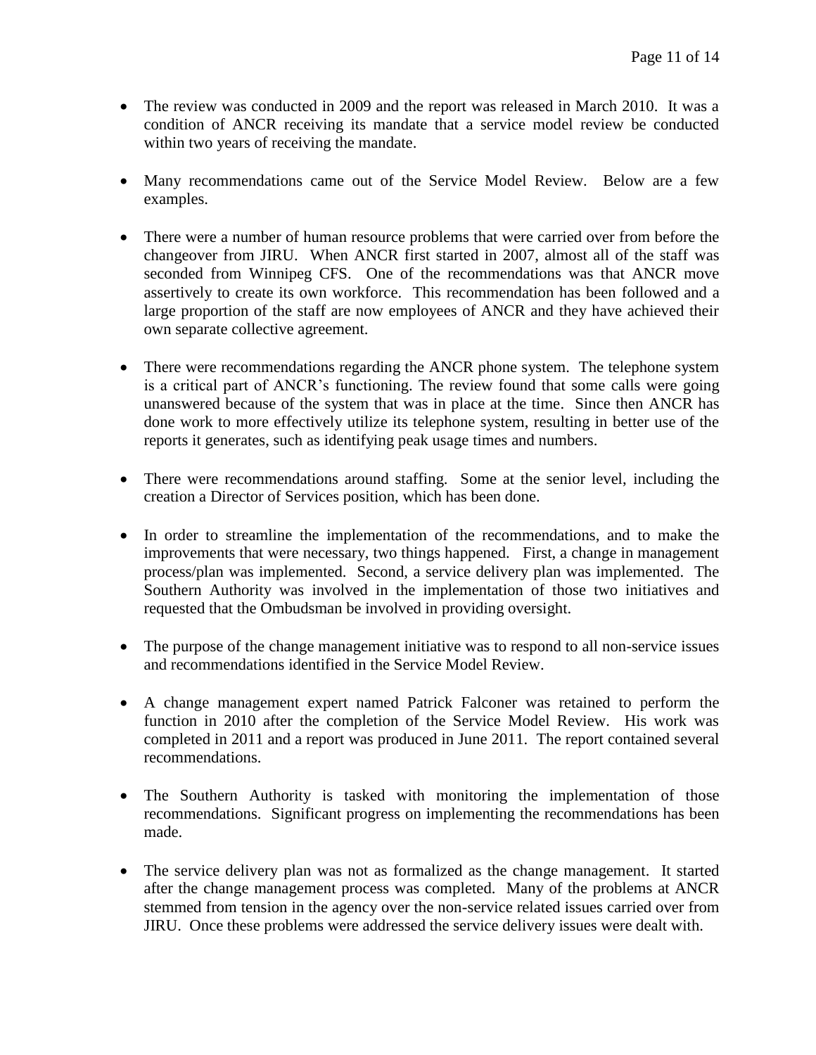- The review was conducted in 2009 and the report was released in March 2010. It was a condition of ANCR receiving its mandate that a service model review be conducted within two years of receiving the mandate.

- Many recommendations came out of the Service Model Review. Below are a few examples.

- There were a number of human resource problems that were carried over from before the changeover from JIRU. When ANCR first started in 2007, almost all of the staff was seconded from Winnipeg CFS. One of the recommendations was that ANCR move assertively to create its own workforce. This recommendation has been followed and a large proportion of the staff are now employees of ANCR and they have achieved their own separate collective agreement.

- There were recommendations regarding the ANCR phone system. The telephone system is a critical part of ANCR's functioning. The review found that some calls were going unanswered because of the system that was in place at the time. Since then ANCR has done work to more effectively utilize its telephone system, resulting in better use of the reports it generates, such as identifying peak usage times and numbers.

- There were recommendations around staffing. Some at the senior level, including the creation a Director of Services position, which has been done.

- In order to streamline the implementation of the recommendations, and to make the improvements that were necessary, two things happened. First, a change in management process/plan was implemented. Second, a service delivery plan was implemented. The Southern Authority was involved in the implementation of those two initiatives and requested that the Ombudsman be involved in providing oversight.

- The purpose of the change management initiative was to respond to all non-service issues and recommendations identified in the Service Model Review.

- A change management expert named Patrick Falconer was retained to perform the function in 2010 after the completion of the Service Model Review. His work was completed in 2011 and a report was produced in June 2011. The report contained several recommendations.

- The Southern Authority is tasked with monitoring the implementation of those recommendations. Significant progress on implementing the recommendations has been made.

- The service delivery plan was not as formalized as the change management. It started after the change management process was completed. Many of the problems at ANCR stemmed from tension in the agency over the non-service related issues carried over from JIRU. Once these problems were addressed the service delivery issues were dealt with.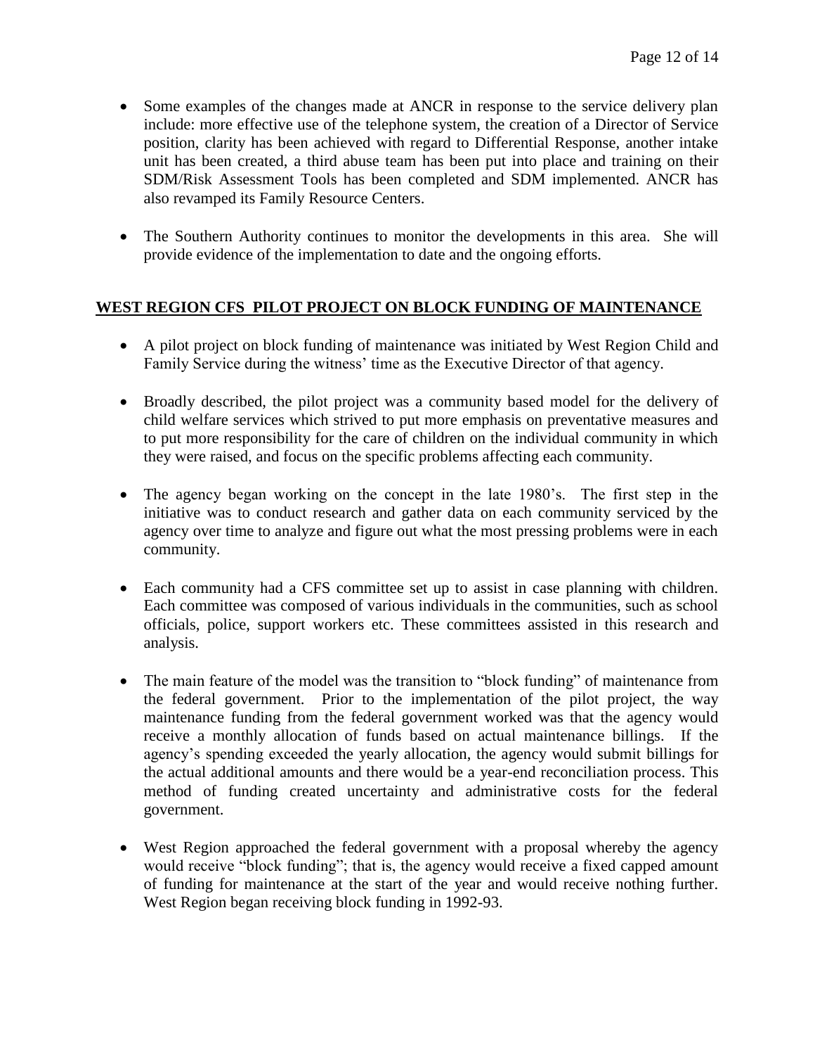- Some examples of the changes made at ANCR in response to the service delivery plan include: more effective use of the telephone system, the creation of a Director of Service position, clarity has been achieved with regard to Differential Response, another intake unit has been created, a third abuse team has been put into place and training on their SDM/Risk Assessment Tools has been completed and SDM implemented. ANCR has also revamped its Family Resource Centers.

- The Southern Authority continues to monitor the developments in this area. She will provide evidence of the implementation to date and the ongoing efforts.

## WEST REGION CFS PILOT PROJECT ON BLOCK FUNDING OF MAINTENANCE

- A pilot project on block funding of maintenance was initiated by West Region Child and Family Service during the witness' time as the Executive Director of that agency.

- Broadly described, the pilot project was a community based model for the delivery of child welfare services which strived to put more emphasis on preventative measures and to put more responsibility for the care of children on the individual community in which they were raised, and focus on the specific problems affecting each community.

- The agency began working on the concept in the late 1980's. The first step in the initiative was to conduct research and gather data on each community serviced by the agency over time to analyze and figure out what the most pressing problems were in each community.

- Each community had a CFS committee set up to assist in case planning with children. Each committee was composed of various individuals in the communities, such as school officials, police, support workers etc. These committees assisted in this research and analysis.

- The main feature of the model was the transition to "block funding" of maintenance from the federal government. Prior to the implementation of the pilot project, the way maintenance funding from the federal government worked was that the agency would receive a monthly allocation of funds based on actual maintenance billings. If the agency's spending exceeded the yearly allocation, the agency would submit billings for the actual additional amounts and there would be a year-end reconciliation process. This method of funding created uncertainty and administrative costs for the federal government.

- West Region approached the federal government with a proposal whereby the agency would receive "block funding"; that is, the agency would receive a fixed capped amount of funding for maintenance at the start of the year and would receive nothing further. West Region began receiving block funding in 1992-93.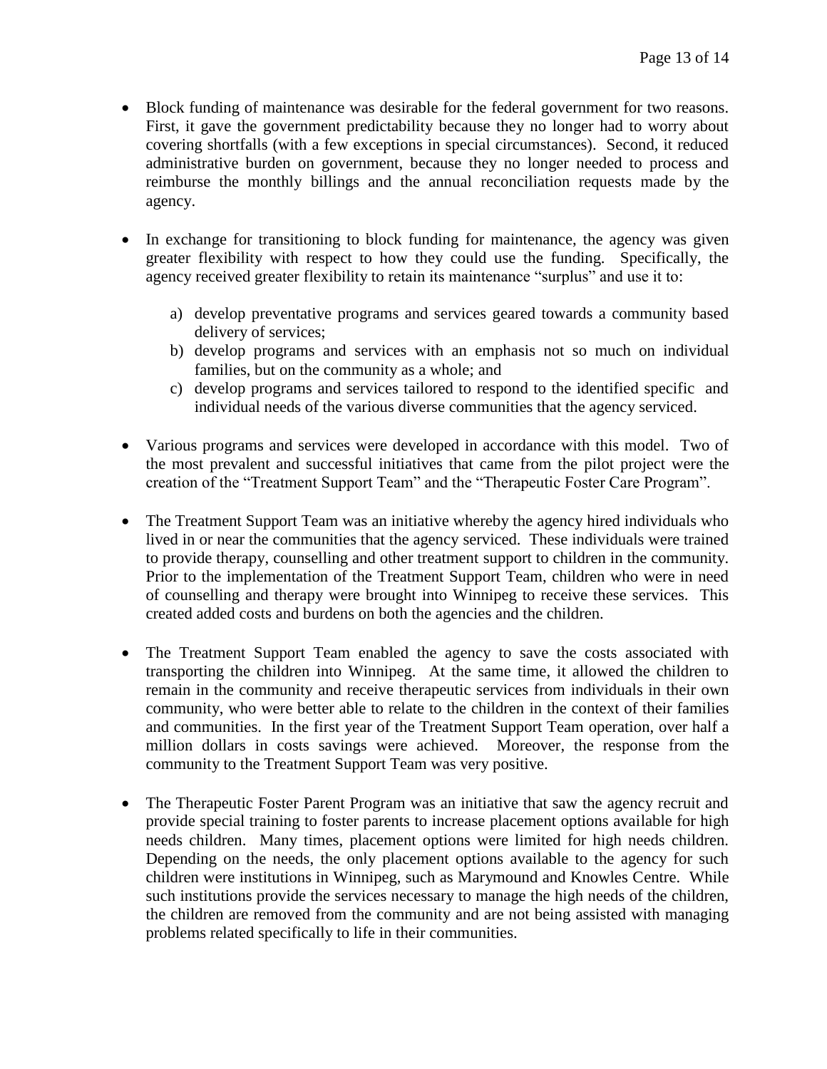- Block funding of maintenance was desirable for the federal government for two reasons. First, it gave the government predictability because they no longer had to worry about covering shortfalls (with a few exceptions in special circumstances). Second, it reduced administrative burden on government, because they no longer needed to process and reimburse the monthly billings and the annual reconciliation requests made by the agency.

- In exchange for transitioning to block funding for maintenance, the agency was given greater flexibility with respect to how they could use the funding. Specifically, the agency received greater flexibility to retain its maintenance "surplus" and use it to:

    a) develop preventative programs and services geared towards a community based delivery of services;
    b) develop programs and services with an emphasis not so much on individual families, but on the community as a whole; and
    c) develop programs and services tailored to respond to the identified specific and individual needs of the various diverse communities that the agency serviced.

- Various programs and services were developed in accordance with this model. Two of the most prevalent and successful initiatives that came from the pilot project were the creation of the "Treatment Support Team" and the "Therapeutic Foster Care Program".

- The Treatment Support Team was an initiative whereby the agency hired individuals who lived in or near the communities that the agency serviced. These individuals were trained to provide therapy, counselling and other treatment support to children in the community. Prior to the implementation of the Treatment Support Team, children who were in need of counselling and therapy were brought into Winnipeg to receive these services. This created added costs and burdens on both the agencies and the children.

- The Treatment Support Team enabled the agency to save the costs associated with transporting the children into Winnipeg. At the same time, it allowed the children to remain in the community and receive therapeutic services from individuals in their own community, who were better able to relate to the children in the context of their families and communities. In the first year of the Treatment Support Team operation, over half a million dollars in costs savings were achieved. Moreover, the response from the community to the Treatment Support Team was very positive.

- The Therapeutic Foster Parent Program was an initiative that saw the agency recruit and provide special training to foster parents to increase placement options available for high needs children. Many times, placement options were limited for high needs children. Depending on the needs, the only placement options available to the agency for such children were institutions in Winnipeg, such as Marymound and Knowles Centre. While such institutions provide the services necessary to manage the high needs of the children, the children are removed from the community and are not being assisted with managing problems related specifically to life in their communities.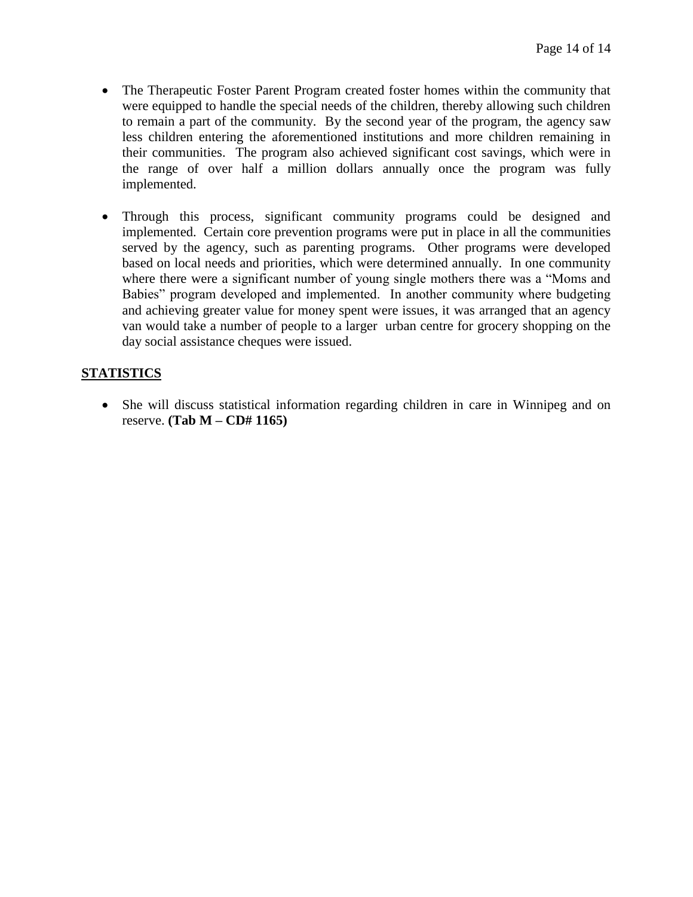- The Therapeutic Foster Parent Program created foster homes within the community that were equipped to handle the special needs of the children, thereby allowing such children to remain a part of the community. By the second year of the program, the agency saw less children entering the aforementioned institutions and more children remaining in their communities. The program also achieved significant cost savings, which were in the range of over half a million dollars annually once the program was fully implemented.

- Through this process, significant community programs could be designed and implemented. Certain core prevention programs were put in place in all the communities served by the agency, such as parenting programs. Other programs were developed based on local needs and priorities, which were determined annually. In one community where there were a significant number of young single mothers there was a "Moms and Babies" program developed and implemented. In another community where budgeting and achieving greater value for money spent were issues, it was arranged that an agency van would take a number of people to a larger urban centre for grocery shopping on the day social assistance cheques were issued.

## STATISTICS

- She will discuss statistical information regarding children in care in Winnipeg and on reserve. **(Tab M – CD# 1165)**